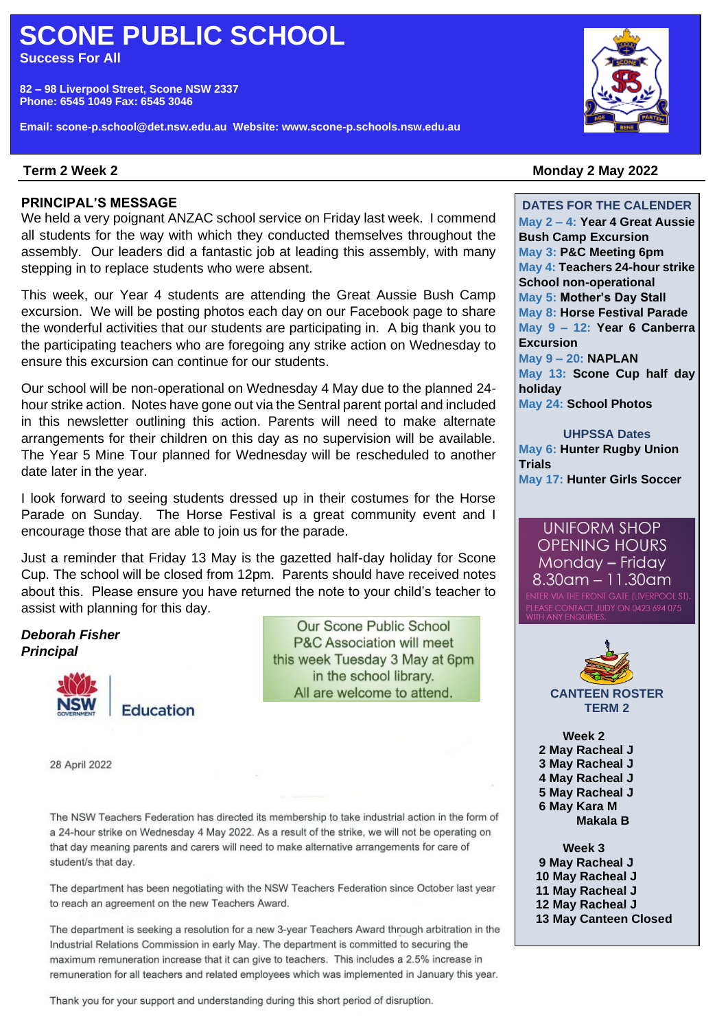# SCONE PUBLIC SCHOOL

**Success For All**

**82 – 98 Liverpool Street, Scone NSW 2337**
**Phone: 6545 1049 Fax: 6545 3046**

**Email: scone-p.school@det.nsw.edu.au Website: www.scone-p.schools.nsw.edu.au**

**Term 2 Week 2** **Monday 2 May 2022**

## PRINCIPAL'S MESSAGE

We held a very poignant ANZAC school service on Friday last week. I commend all students for the way with which they conducted themselves throughout the assembly. Our leaders did a fantastic job at leading this assembly, with many stepping in to replace students who were absent.

This week, our Year 4 students are attending the Great Aussie Bush Camp excursion. We will be posting photos each day on our Facebook page to share the wonderful activities that our students are participating in. A big thank you to the participating teachers who are foregoing any strike action on Wednesday to ensure this excursion can continue for our students.

Our school will be non-operational on Wednesday 4 May due to the planned 24-hour strike action. Notes have gone out via the Sentral parent portal and included in this newsletter outlining this action. Parents will need to make alternate arrangements for their children on this day as no supervision will be available. The Year 5 Mine Tour planned for Wednesday will be rescheduled to another date later in the year.

I look forward to seeing students dressed up in their costumes for the Horse Parade on Sunday. The Horse Festival is a great community event and I encourage those that are able to join us for the parade.

Just a reminder that Friday 13 May is the gazetted half-day holiday for Scone Cup. The school will be closed from 12pm. Parents should have received notes about this. Please ensure you have returned the note to your child's teacher to assist with planning for this day.

***Deborah Fisher***
***Principal***

Our Scone Public School P&C Association will meet this week Tuesday 3 May at 6pm in the school library. All are welcome to attend.

NSW Government Education

28 April 2022

The NSW Teachers Federation has directed its membership to take industrial action in the form of a 24-hour strike on Wednesday 4 May 2022. As a result of the strike, we will not be operating on that day meaning parents and carers will need to make alternative arrangements for care of student/s that day.

The department has been negotiating with the NSW Teachers Federation since October last year to reach an agreement on the new Teachers Award.

The department is seeking a resolution for a new 3-year Teachers Award through arbitration in the Industrial Relations Commission in early May. The department is committed to securing the maximum remuneration increase that it can give to teachers. This includes a 2.5% increase in remuneration for all teachers and related employees which was implemented in January this year.

Thank you for your support and understanding during this short period of disruption.

### DATES FOR THE CALENDER

- May 2 – 4: **Year 4 Great Aussie Bush Camp Excursion**
- May 3: **P&C Meeting 6pm**
- May 4: **Teachers 24-hour strike School non-operational**
- May 5: **Mother's Day Stall**
- May 8: **Horse Festival Parade**
- May 9 – 12: **Year 6 Canberra Excursion**
- May 9 – 20: **NAPLAN**
- May 13: **Scone Cup half day holiday**
- May 24: **School Photos**

### UHPSSA Dates

- May 6: **Hunter Rugby Union Trials**
- May 17: **Hunter Girls Soccer**

### UNIFORM SHOP OPENING HOURS

Monday – Friday
8.30am – 11.30am

ENTER VIA THE FRONT GATE (LIVERPOOL ST). PLEASE CONTACT JUDY ON 0423 694 075 WITH ANY ENQUIRIES.

### CANTEEN ROSTER TERM 2

**Week 2**
**2 May Racheal J**
**3 May Racheal J**
**4 May Racheal J**
**5 May Racheal J**
**6 May Kara M**
**Makala B**

**Week 3**
**9 May Racheal J**
**10 May Racheal J**
**11 May Racheal J**
**12 May Racheal J**
**13 May Canteen Closed**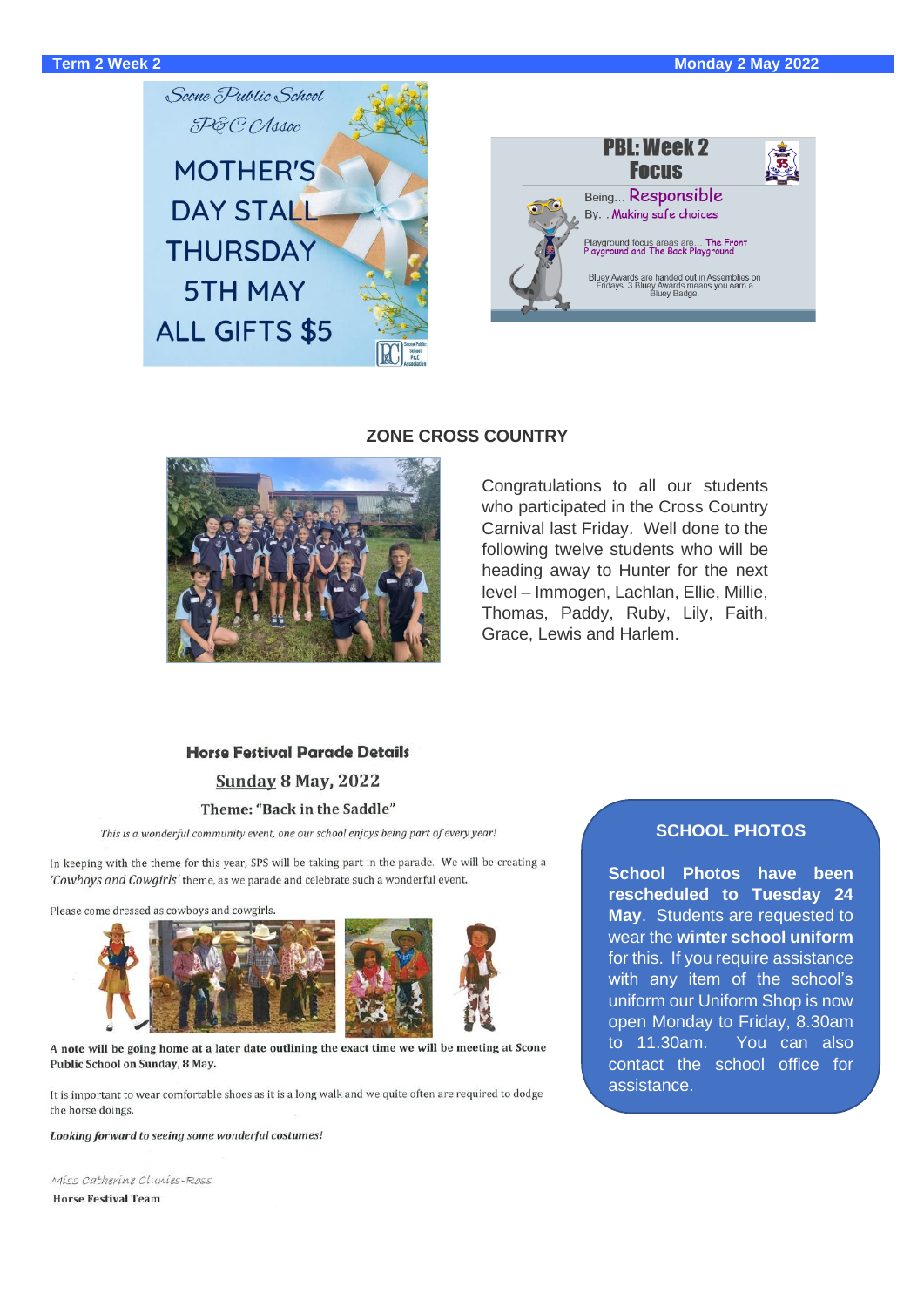Scone Public School
P&C Assoc

MOTHER'S DAY STALL
THURSDAY 5TH MAY
ALL GIFTS $5

**PBL: Week 2 Focus**

Being… Responsible

By… Making safe choices

Playground focus areas are… The Front Playground and The Back Playground

Bluey Awards are handed out in Assemblies on Fridays. 3 Bluey Awards means you earn a Bluey Badge.

## ZONE CROSS COUNTRY

Congratulations to all our students who participated in the Cross Country Carnival last Friday. Well done to the following twelve students who will be heading away to Hunter for the next level – Immogen, Lachlan, Ellie, Millie, Thomas, Paddy, Ruby, Lily, Faith, Grace, Lewis and Harlem.

### Horse Festival Parade Details

**Sunday 8 May, 2022**

**Theme: "Back in the Saddle"**

*This is a wonderful community event, one our school enjoys being part of every year!*

In keeping with the theme for this year, SPS will be taking part in the parade. We will be creating a *'Cowboys and Cowgirls'* theme, as we parade and celebrate such a wonderful event.

Please come dressed as cowboys and cowgirls.

**A note will be going home at a later date outlining the exact time we will be meeting at Scone Public School on Sunday, 8 May.**

It is important to wear comfortable shoes as it is a long walk and we quite often are required to dodge the horse doings.

***Looking forward to seeing some wonderful costumes!***

*Miss Catherine Clunies-Ross*

Horse Festival Team

## SCHOOL PHOTOS

**School Photos have been rescheduled to Tuesday 24 May**. Students are requested to wear the **winter school uniform** for this. If you require assistance with any item of the school's uniform our Uniform Shop is now open Monday to Friday, 8.30am to 11.30am. You can also contact the school office for assistance.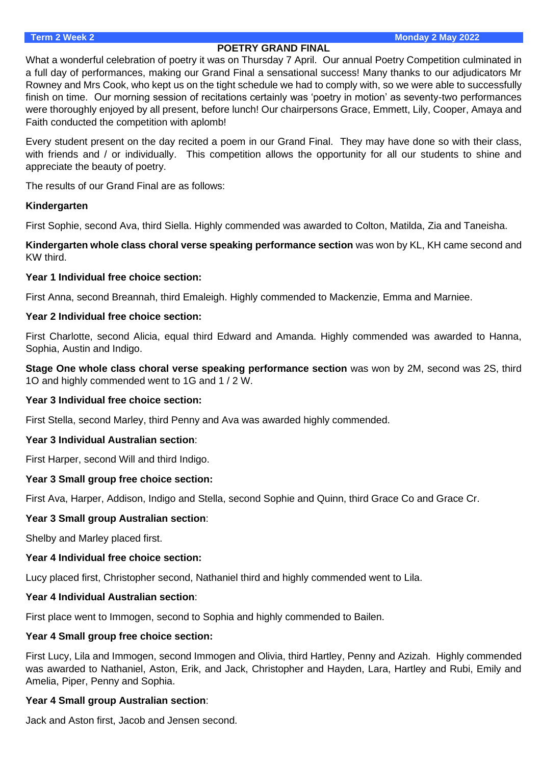## POETRY GRAND FINAL

What a wonderful celebration of poetry it was on Thursday 7 April. Our annual Poetry Competition culminated in a full day of performances, making our Grand Final a sensational success! Many thanks to our adjudicators Mr Rowney and Mrs Cook, who kept us on the tight schedule we had to comply with, so we were able to successfully finish on time. Our morning session of recitations certainly was 'poetry in motion' as seventy-two performances were thoroughly enjoyed by all present, before lunch! Our chairpersons Grace, Emmett, Lily, Cooper, Amaya and Faith conducted the competition with aplomb!

Every student present on the day recited a poem in our Grand Final. They may have done so with their class, with friends and / or individually. This competition allows the opportunity for all our students to shine and appreciate the beauty of poetry.

The results of our Grand Final are as follows:

**Kindergarten**

First Sophie, second Ava, third Siella. Highly commended was awarded to Colton, Matilda, Zia and Taneisha.

**Kindergarten whole class choral verse speaking performance section** was won by KL, KH came second and KW third.

**Year 1 Individual free choice section:**

First Anna, second Breannah, third Emaleigh. Highly commended to Mackenzie, Emma and Marniee.

**Year 2 Individual free choice section:**

First Charlotte, second Alicia, equal third Edward and Amanda. Highly commended was awarded to Hanna, Sophia, Austin and Indigo.

**Stage One whole class choral verse speaking performance section** was won by 2M, second was 2S, third 1O and highly commended went to 1G and 1 / 2 W.

**Year 3 Individual free choice section:**

First Stella, second Marley, third Penny and Ava was awarded highly commended.

**Year 3 Individual Australian section**:

First Harper, second Will and third Indigo.

**Year 3 Small group free choice section:**

First Ava, Harper, Addison, Indigo and Stella, second Sophie and Quinn, third Grace Co and Grace Cr.

**Year 3 Small group Australian section**:

Shelby and Marley placed first.

**Year 4 Individual free choice section:**

Lucy placed first, Christopher second, Nathaniel third and highly commended went to Lila.

**Year 4 Individual Australian section**:

First place went to Immogen, second to Sophia and highly commended to Bailen.

**Year 4 Small group free choice section:**

First Lucy, Lila and Immogen, second Immogen and Olivia, third Hartley, Penny and Azizah. Highly commended was awarded to Nathaniel, Aston, Erik, and Jack, Christopher and Hayden, Lara, Hartley and Rubi, Emily and Amelia, Piper, Penny and Sophia.

**Year 4 Small group Australian section**:

Jack and Aston first, Jacob and Jensen second.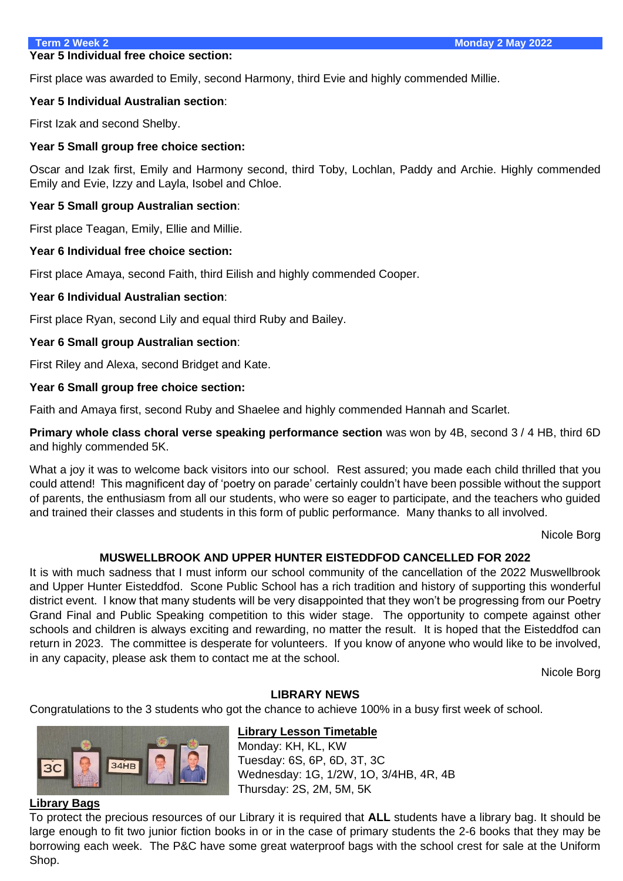**Year 5 Individual free choice section:**

First place was awarded to Emily, second Harmony, third Evie and highly commended Millie.

**Year 5 Individual Australian section**:

First Izak and second Shelby.

**Year 5 Small group free choice section:**

Oscar and Izak first, Emily and Harmony second, third Toby, Lochlan, Paddy and Archie. Highly commended Emily and Evie, Izzy and Layla, Isobel and Chloe.

**Year 5 Small group Australian section**:

First place Teagan, Emily, Ellie and Millie.

**Year 6 Individual free choice section:**

First place Amaya, second Faith, third Eilish and highly commended Cooper.

**Year 6 Individual Australian section**:

First place Ryan, second Lily and equal third Ruby and Bailey.

**Year 6 Small group Australian section**:

First Riley and Alexa, second Bridget and Kate.

**Year 6 Small group free choice section:**

Faith and Amaya first, second Ruby and Shaelee and highly commended Hannah and Scarlet.

**Primary whole class choral verse speaking performance section** was won by 4B, second 3 / 4 HB, third 6D and highly commended 5K.

What a joy it was to welcome back visitors into our school. Rest assured; you made each child thrilled that you could attend! This magnificent day of 'poetry on parade' certainly couldn't have been possible without the support of parents, the enthusiasm from all our students, who were so eager to participate, and the teachers who guided and trained their classes and students in this form of public performance. Many thanks to all involved.

Nicole Borg

## MUSWELLBROOK AND UPPER HUNTER EISTEDDFOD CANCELLED FOR 2022

It is with much sadness that I must inform our school community of the cancellation of the 2022 Muswellbrook and Upper Hunter Eisteddfod. Scone Public School has a rich tradition and history of supporting this wonderful district event. I know that many students will be very disappointed that they won't be progressing from our Poetry Grand Final and Public Speaking competition to this wider stage. The opportunity to compete against other schools and children is always exciting and rewarding, no matter the result. It is hoped that the Eisteddfod can return in 2023. The committee is desperate for volunteers. If you know of anyone who would like to be involved, in any capacity, please ask them to contact me at the school.

Nicole Borg

## LIBRARY NEWS

Congratulations to the 3 students who got the chance to achieve 100% in a busy first week of school.

**Library Lesson Timetable**

Monday: KH, KL, KW
Tuesday: 6S, 6P, 6D, 3T, 3C
Wednesday: 1G, 1/2W, 1O, 3/4HB, 4R, 4B
Thursday: 2S, 2M, 5M, 5K

**Library Bags**

To protect the precious resources of our Library it is required that **ALL** students have a library bag. It should be large enough to fit two junior fiction books in or in the case of primary students the 2-6 books that they may be borrowing each week. The P&C have some great waterproof bags with the school crest for sale at the Uniform Shop.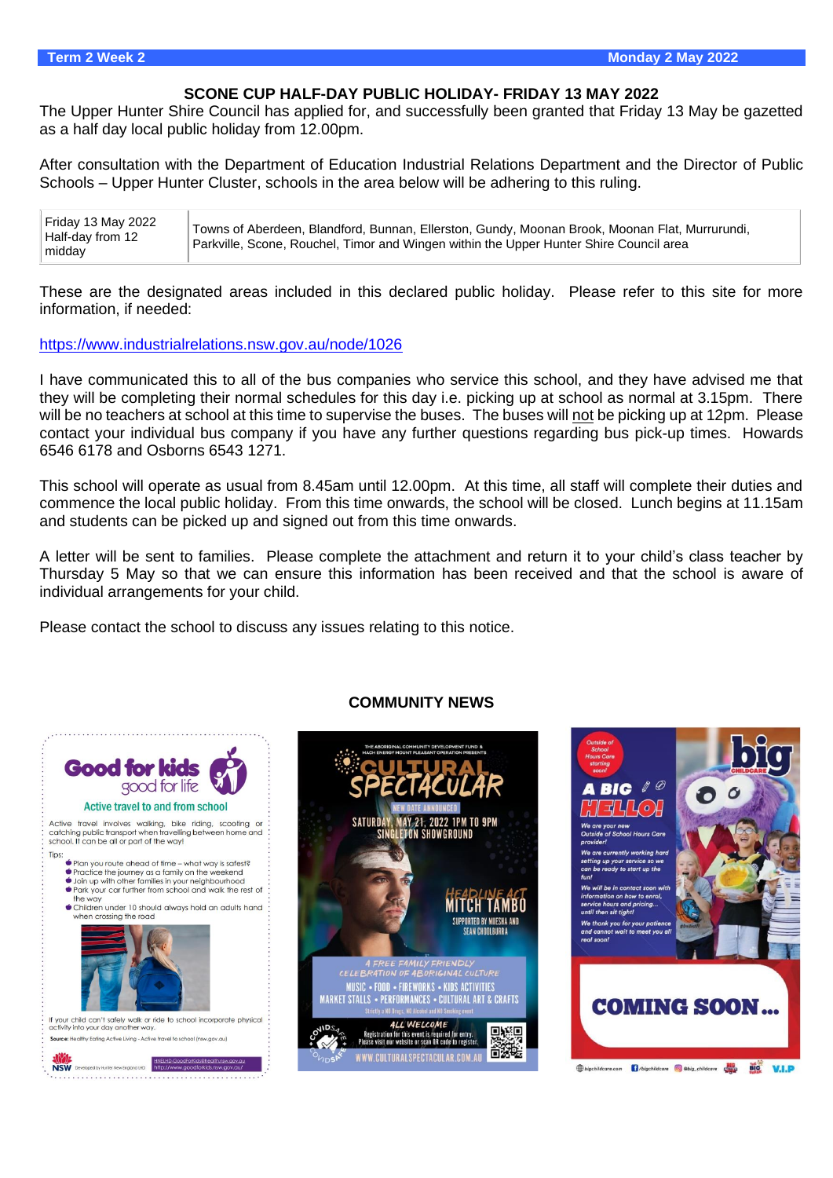## SCONE CUP HALF-DAY PUBLIC HOLIDAY- FRIDAY 13 MAY 2022

The Upper Hunter Shire Council has applied for, and successfully been granted that Friday 13 May be gazetted as a half day local public holiday from 12.00pm.

After consultation with the Department of Education Industrial Relations Department and the Director of Public Schools – Upper Hunter Cluster, schools in the area below will be adhering to this ruling.

| | |
|---|---|
| Friday 13 May 2022 Half-day from 12 midday | Towns of Aberdeen, Blandford, Bunnan, Ellerston, Gundy, Moonan Brook, Moonan Flat, Murrurundi, Parkville, Scone, Rouchel, Timor and Wingen within the Upper Hunter Shire Council area |

These are the designated areas included in this declared public holiday. Please refer to this site for more information, if needed:

https://www.industrialrelations.nsw.gov.au/node/1026

I have communicated this to all of the bus companies who service this school, and they have advised me that they will be completing their normal schedules for this day i.e. picking up at school as normal at 3.15pm. There will be no teachers at school at this time to supervise the buses. The buses will not be picking up at 12pm. Please contact your individual bus company if you have any further questions regarding bus pick-up times. Howards 6546 6178 and Osborns 6543 1271.

This school will operate as usual from 8.45am until 12.00pm. At this time, all staff will complete their duties and commence the local public holiday. From this time onwards, the school will be closed. Lunch begins at 11.15am and students can be picked up and signed out from this time onwards.

A letter will be sent to families. Please complete the attachment and return it to your child's class teacher by Thursday 5 May so that we can ensure this information has been received and that the school is aware of individual arrangements for your child.

Please contact the school to discuss any issues relating to this notice.

## COMMUNITY NEWS

**Good for kids good for life**

**Active travel to and from school**

Active travel involves walking, bike riding, scooting or catching public transport when travelling between home and school. It can be all or part of the way!

Tips:

- Plan you route ahead of time – what way is safest?
- Practice the journey as a family on the weekend
- Join up with other families in your neighbourhood
- Park your car further from school and walk the rest of the way
- Children under 10 should always hold an adults hand when crossing the road

If your child can't safely walk or ride to school incorporate physical activity into your day another way.

Source: Healthy Eating Active Living - Active travel to school (nsw.gov.au)

**CULTURAL SPECTACULAR**

NEW DATE ANNOUNCED

SATURDAY, MAY 21, 2022 1PM TO 9PM

SINGLETON SHOWGROUND

HEADLINE ACT MITCH TAMBO

A FREE FAMILY FRIENDLY CELEBRATION OF ABORIGINAL CULTURE

MUSIC • FOOD • FIREWORKS • KIDS ACTIVITIES

MARKET STALLS • PERFORMANCES • CULTURAL ART & CRAFTS

ALL WELCOME

Registration for this event is required for entry. Please visit our website or scan QR code to register.

WWW.CULTURALSPECTACULAR.COM.AU

**big CHILDCARE**

A BIG HELLO!

We are your new Outside of School Hours Care provider!

We are currently working hard setting up your service so we can be ready to start up the fun!

We will be in contact soon with information on how to enrol, service hours and pricing... until then sit tight!

We thank you for your patience and cannot wait to meet you all real soon!

COMING SOON...

bigchildcare.com /bigchildcare @big_childcare